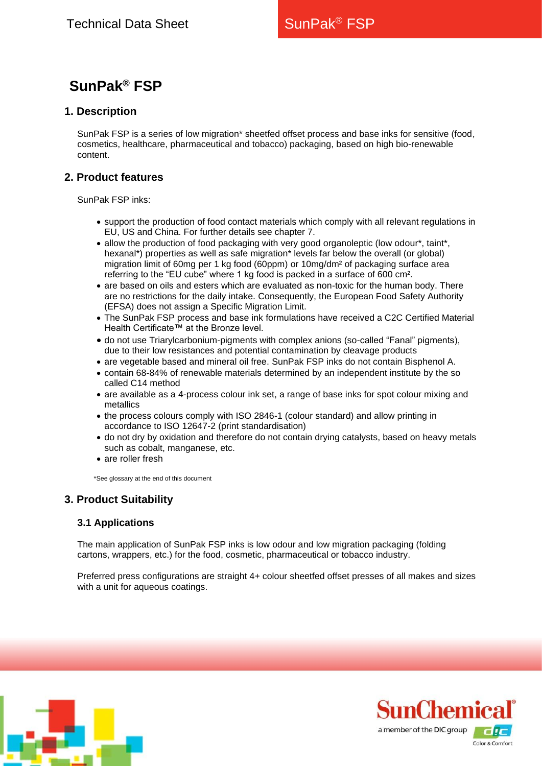# SunPak® FSP

## 1. Description

SunPak FSP is a series of low migration* sheetfed offset process and base inks for sensitive (food, cosmetics, healthcare, pharmaceutical and tobacco) packaging, based on high bio-renewable content.

## 2. Product features

SunPak FSP inks:

- support the production of food contact materials which comply with all relevant regulations in EU, US and China. For further details see chapter 7.
- allow the production of food packaging with very good organoleptic (low odour*, taint*, hexanal*) properties as well as safe migration* levels far below the overall (or global) migration limit of 60mg per 1 kg food (60ppm) or 10mg/dm² of packaging surface area referring to the "EU cube" where 1 kg food is packed in a surface of 600 cm².
- are based on oils and esters which are evaluated as non-toxic for the human body. There are no restrictions for the daily intake. Consequently, the European Food Safety Authority (EFSA) does not assign a Specific Migration Limit.
- The SunPak FSP process and base ink formulations have received a C2C Certified Material Health Certificate™ at the Bronze level.
- do not use Triarylcarbonium-pigments with complex anions (so-called "Fanal" pigments), due to their low resistances and potential contamination by cleavage products
- are vegetable based and mineral oil free. SunPak FSP inks do not contain Bisphenol A.
- contain 68-84% of renewable materials determined by an independent institute by the so called C14 method
- are available as a 4-process colour ink set, a range of base inks for spot colour mixing and metallics
- the process colours comply with ISO 2846-1 (colour standard) and allow printing in accordance to ISO 12647-2 (print standardisation)
- do not dry by oxidation and therefore do not contain drying catalysts, based on heavy metals such as cobalt, manganese, etc.
- are roller fresh

*See glossary at the end of this document

## 3. Product Suitability

### 3.1 Applications

The main application of SunPak FSP inks is low odour and low migration packaging (folding cartons, wrappers, etc.) for the food, cosmetic, pharmaceutical or tobacco industry.

Preferred press configurations are straight 4+ colour sheetfed offset presses of all makes and sizes with a unit for aqueous coatings.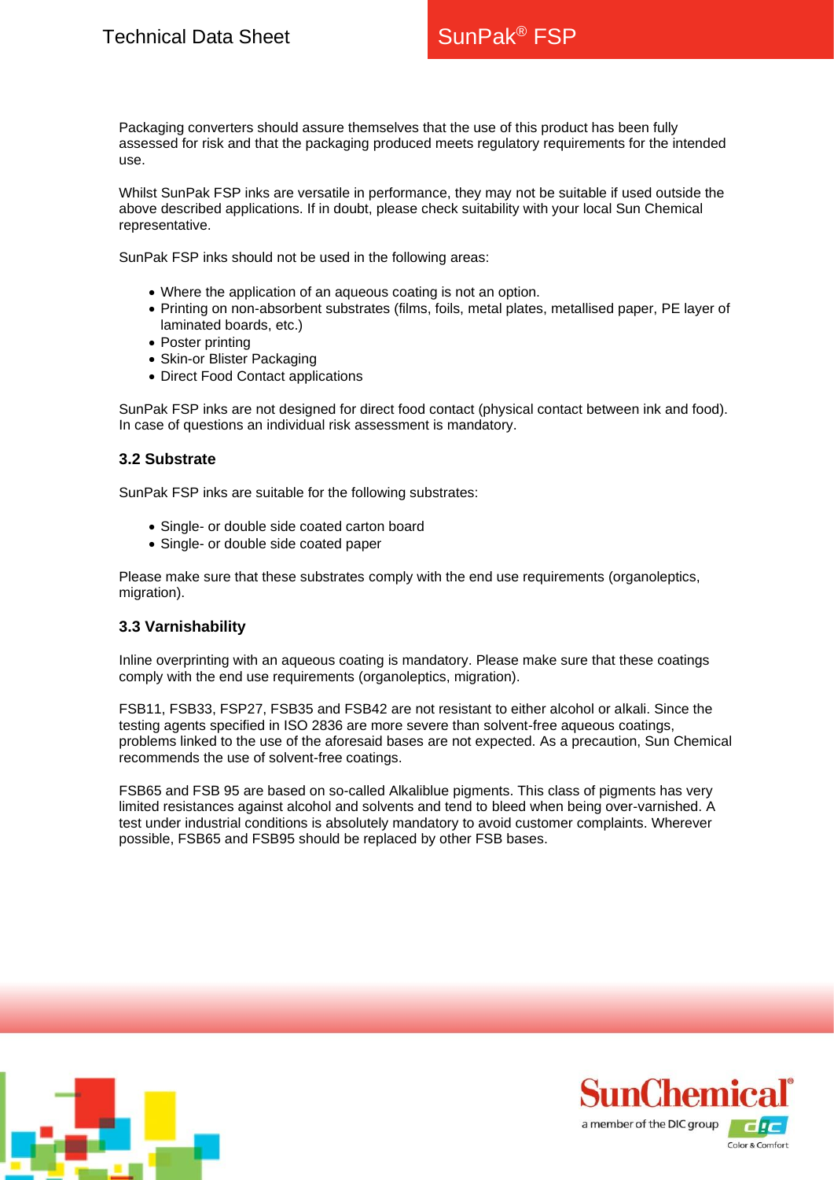Packaging converters should assure themselves that the use of this product has been fully assessed for risk and that the packaging produced meets regulatory requirements for the intended use.

Whilst SunPak FSP inks are versatile in performance, they may not be suitable if used outside the above described applications. If in doubt, please check suitability with your local Sun Chemical representative.

SunPak FSP inks should not be used in the following areas:

- Where the application of an aqueous coating is not an option.
- Printing on non-absorbent substrates (films, foils, metal plates, metallised paper, PE layer of laminated boards, etc.)
- Poster printing
- Skin-or Blister Packaging
- Direct Food Contact applications

SunPak FSP inks are not designed for direct food contact (physical contact between ink and food). In case of questions an individual risk assessment is mandatory.

### 3.2 Substrate

SunPak FSP inks are suitable for the following substrates:

- Single- or double side coated carton board
- Single- or double side coated paper

Please make sure that these substrates comply with the end use requirements (organoleptics, migration).

### 3.3 Varnishability

Inline overprinting with an aqueous coating is mandatory. Please make sure that these coatings comply with the end use requirements (organoleptics, migration).

FSB11, FSB33, FSP27, FSB35 and FSB42 are not resistant to either alcohol or alkali. Since the testing agents specified in ISO 2836 are more severe than solvent-free aqueous coatings, problems linked to the use of the aforesaid bases are not expected. As a precaution, Sun Chemical recommends the use of solvent-free coatings.

FSB65 and FSB 95 are based on so-called Alkaliblue pigments. This class of pigments has very limited resistances against alcohol and solvents and tend to bleed when being over-varnished. A test under industrial conditions is absolutely mandatory to avoid customer complaints. Wherever possible, FSB65 and FSB95 should be replaced by other FSB bases.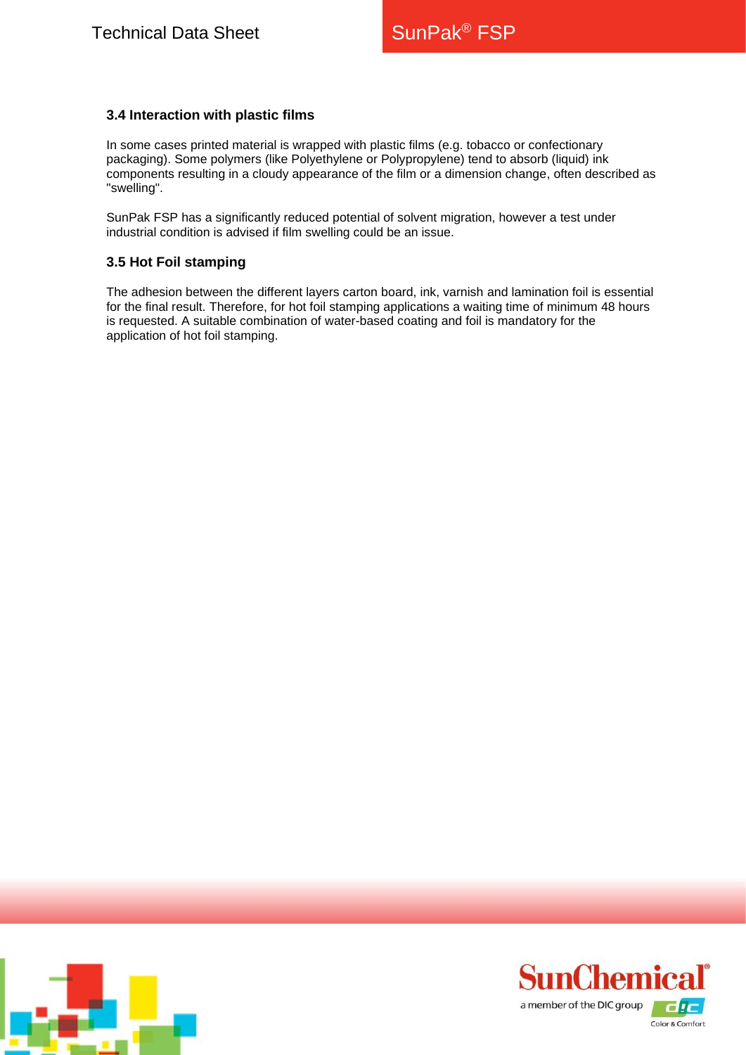### 3.4 Interaction with plastic films

In some cases printed material is wrapped with plastic films (e.g. tobacco or confectionary packaging). Some polymers (like Polyethylene or Polypropylene) tend to absorb (liquid) ink components resulting in a cloudy appearance of the film or a dimension change, often described as "swelling".

SunPak FSP has a significantly reduced potential of solvent migration, however a test under industrial condition is advised if film swelling could be an issue.

### 3.5 Hot Foil stamping

The adhesion between the different layers carton board, ink, varnish and lamination foil is essential for the final result. Therefore, for hot foil stamping applications a waiting time of minimum 48 hours is requested. A suitable combination of water-based coating and foil is mandatory for the application of hot foil stamping.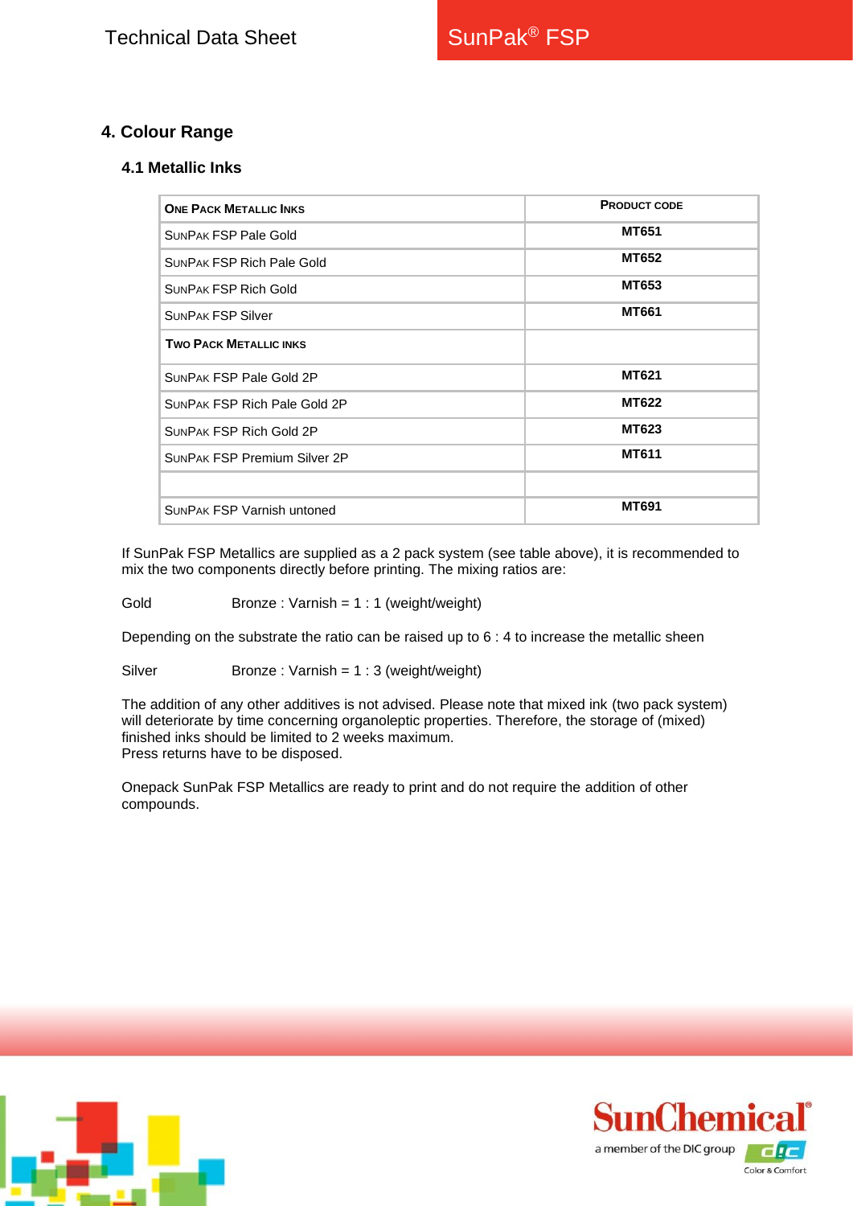## 4. Colour Range

### 4.1 Metallic Inks

| **ONE PACK METALLIC INKS** | **PRODUCT CODE** |
|---|---|
| SUNPAK FSP Pale Gold | **MT651** |
| SUNPAK FSP Rich Pale Gold | **MT652** |
| SUNPAK FSP Rich Gold | **MT653** |
| SUNPAK FSP Silver | **MT661** |
| **TWO PACK METALLIC INKS** | |
| SUNPAK FSP Pale Gold 2P | **MT621** |
| SUNPAK FSP Rich Pale Gold 2P | **MT622** |
| SUNPAK FSP Rich Gold 2P | **MT623** |
| SUNPAK FSP Premium Silver 2P | **MT611** |
| | |
| SUNPAK FSP Varnish untoned | **MT691** |

If SunPak FSP Metallics are supplied as a 2 pack system (see table above), it is recommended to mix the two components directly before printing. The mixing ratios are:

Gold Bronze : Varnish = 1 : 1 (weight/weight)

Depending on the substrate the ratio can be raised up to 6 : 4 to increase the metallic sheen

Silver Bronze : Varnish = 1 : 3 (weight/weight)

The addition of any other additives is not advised. Please note that mixed ink (two pack system) will deteriorate by time concerning organoleptic properties. Therefore, the storage of (mixed) finished inks should be limited to 2 weeks maximum.
Press returns have to be disposed.

Onepack SunPak FSP Metallics are ready to print and do not require the addition of other compounds.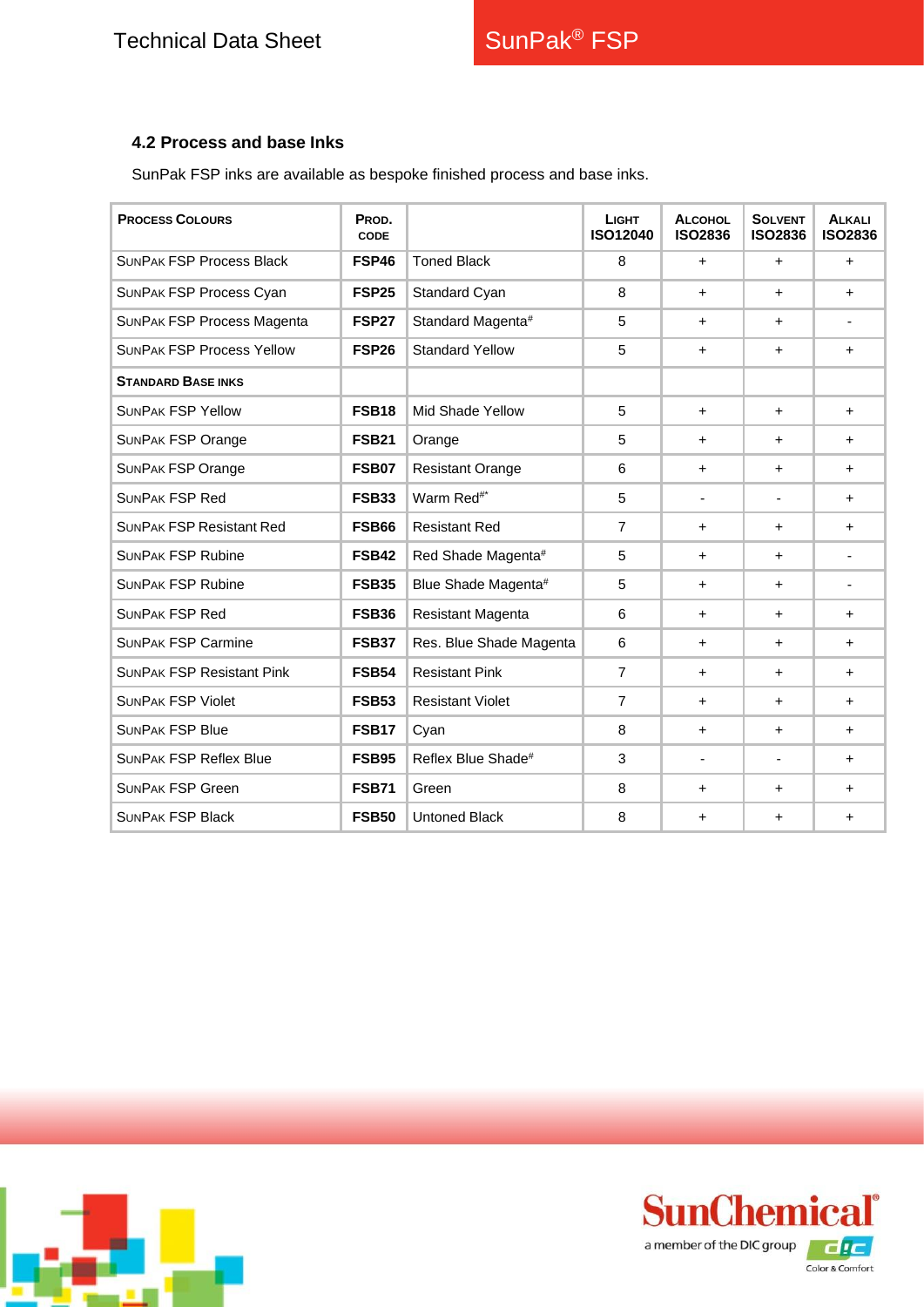### 4.2 Process and base Inks

SunPak FSP inks are available as bespoke finished process and base inks.

| PROCESS COLOURS | PROD. CODE | | LIGHT ISO12040 | ALCOHOL ISO2836 | SOLVENT ISO2836 | ALKALI ISO2836 |
|---|---|---|---|---|---|---|
| SUNPAK FSP Process Black | **FSP46** | Toned Black | 8 | + | + | + |
| SUNPAK FSP Process Cyan | **FSP25** | Standard Cyan | 8 | + | + | + |
| SUNPAK FSP Process Magenta | **FSP27** | Standard Magenta# | 5 | + | + | - |
| SUNPAK FSP Process Yellow | **FSP26** | Standard Yellow | 5 | + | + | + |
| **STANDARD BASE INKS** | | | | | | |
| SUNPAK FSP Yellow | **FSB18** | Mid Shade Yellow | 5 | + | + | + |
| SUNPAK FSP Orange | **FSB21** | Orange | 5 | + | + | + |
| SUNPAK FSP Orange | **FSB07** | Resistant Orange | 6 | + | + | + |
| SUNPAK FSP Red | **FSB33** | Warm Red#* | 5 | - | - | + |
| SUNPAK FSP Resistant Red | **FSB66** | Resistant Red | 7 | + | + | + |
| SUNPAK FSP Rubine | **FSB42** | Red Shade Magenta# | 5 | + | + | - |
| SUNPAK FSP Rubine | **FSB35** | Blue Shade Magenta# | 5 | + | + | - |
| SUNPAK FSP Red | **FSB36** | Resistant Magenta | 6 | + | + | + |
| SUNPAK FSP Carmine | **FSB37** | Res. Blue Shade Magenta | 6 | + | + | + |
| SUNPAK FSP Resistant Pink | **FSB54** | Resistant Pink | 7 | + | + | + |
| SUNPAK FSP Violet | **FSB53** | Resistant Violet | 7 | + | + | + |
| SUNPAK FSP Blue | **FSB17** | Cyan | 8 | + | + | + |
| SUNPAK FSP Reflex Blue | **FSB95** | Reflex Blue Shade# | 3 | - | - | + |
| SUNPAK FSP Green | **FSB71** | Green | 8 | + | + | + |
| SUNPAK FSP Black | **FSB50** | Untoned Black | 8 | + | + | + |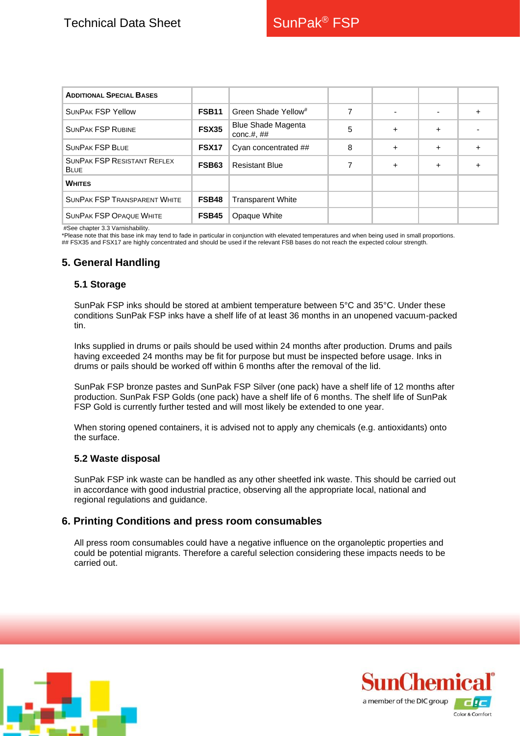| ADDITIONAL SPECIAL BASES | | | | | | |
|---|---|---|---|---|---|---|
| SUNPAK FSP Yellow | FSB11 | Green Shade Yellow# | 7 | - | - | + |
| SUNPAK FSP RUBINE | FSX35 | Blue Shade Magenta conc.#, ## | 5 | + | + | - |
| SUNPAK FSP BLUE | FSX17 | Cyan concentrated ## | 8 | + | + | + |
| SUNPAK FSP RESISTANT REFLEX BLUE | FSB63 | Resistant Blue | 7 | + | + | + |
| WHITES | | | | | | |
| SUNPAK FSP TRANSPARENT WHITE | FSB48 | Transparent White | | | | |
| SUNPAK FSP OPAQUE WHITE | FSB45 | Opaque White | | | | |

#See chapter 3.3 Varnishability.
*Please note that this base ink may tend to fade in particular in conjunction with elevated temperatures and when being used in small proportions.
## FSX35 and FSX17 are highly concentrated and should be used if the relevant FSB bases do not reach the expected colour strength.

## 5. General Handling

### 5.1 Storage

SunPak FSP inks should be stored at ambient temperature between 5°C and 35°C. Under these conditions SunPak FSP inks have a shelf life of at least 36 months in an unopened vacuum-packed tin.

Inks supplied in drums or pails should be used within 24 months after production. Drums and pails having exceeded 24 months may be fit for purpose but must be inspected before usage. Inks in drums or pails should be worked off within 6 months after the removal of the lid.

SunPak FSP bronze pastes and SunPak FSP Silver (one pack) have a shelf life of 12 months after production. SunPak FSP Golds (one pack) have a shelf life of 6 months. The shelf life of SunPak FSP Gold is currently further tested and will most likely be extended to one year.

When storing opened containers, it is advised not to apply any chemicals (e.g. antioxidants) onto the surface.

### 5.2 Waste disposal

SunPak FSP ink waste can be handled as any other sheetfed ink waste. This should be carried out in accordance with good industrial practice, observing all the appropriate local, national and regional regulations and guidance.

## 6. Printing Conditions and press room consumables

All press room consumables could have a negative influence on the organoleptic properties and could be potential migrants. Therefore a careful selection considering these impacts needs to be carried out.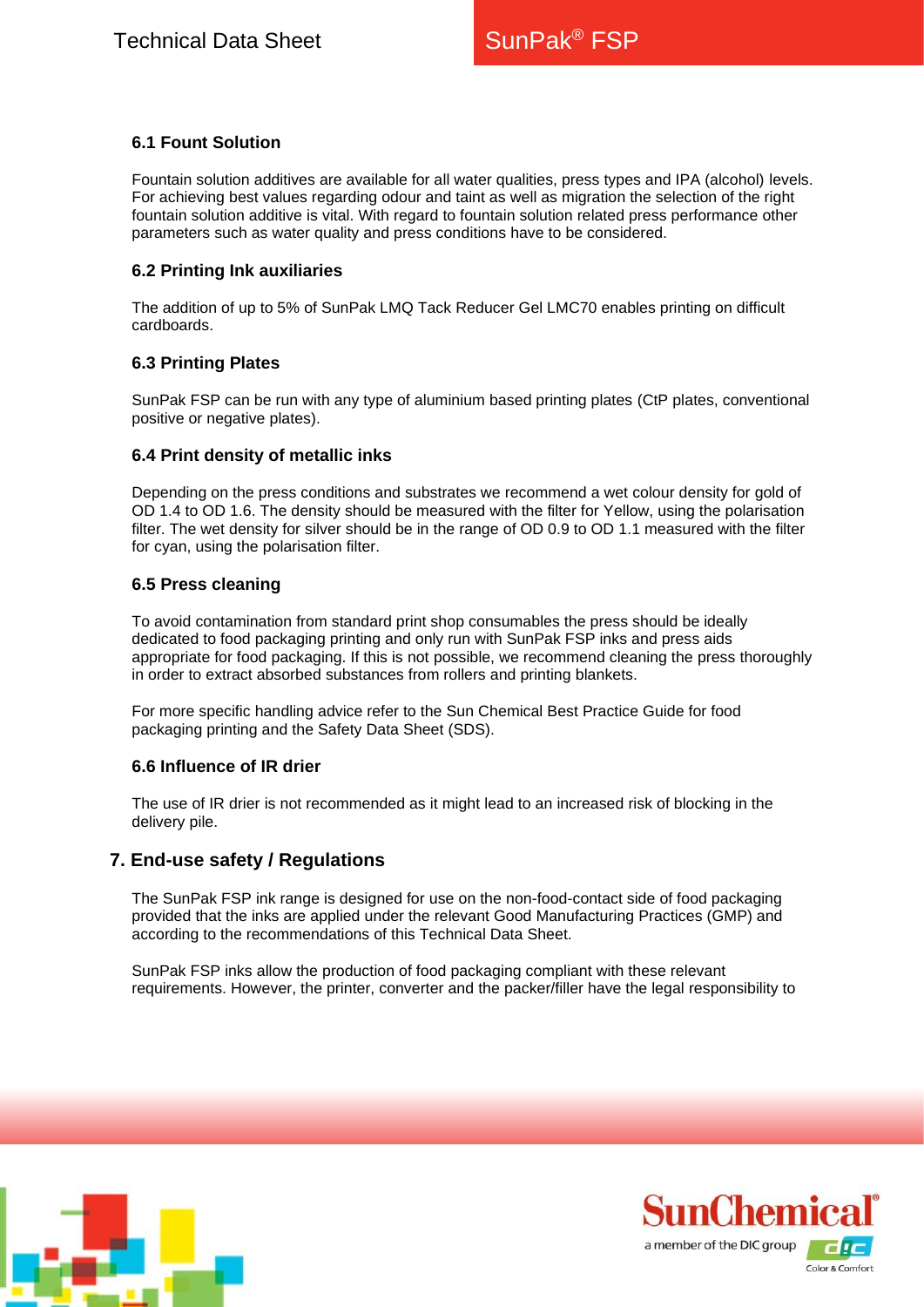### 6.1 Fount Solution

Fountain solution additives are available for all water qualities, press types and IPA (alcohol) levels. For achieving best values regarding odour and taint as well as migration the selection of the right fountain solution additive is vital. With regard to fountain solution related press performance other parameters such as water quality and press conditions have to be considered.

### 6.2 Printing Ink auxiliaries

The addition of up to 5% of SunPak LMQ Tack Reducer Gel LMC70 enables printing on difficult cardboards.

### 6.3 Printing Plates

SunPak FSP can be run with any type of aluminium based printing plates (CtP plates, conventional positive or negative plates).

### 6.4 Print density of metallic inks

Depending on the press conditions and substrates we recommend a wet colour density for gold of OD 1.4 to OD 1.6. The density should be measured with the filter for Yellow, using the polarisation filter. The wet density for silver should be in the range of OD 0.9 to OD 1.1 measured with the filter for cyan, using the polarisation filter.

### 6.5 Press cleaning

To avoid contamination from standard print shop consumables the press should be ideally dedicated to food packaging printing and only run with SunPak FSP inks and press aids appropriate for food packaging. If this is not possible, we recommend cleaning the press thoroughly in order to extract absorbed substances from rollers and printing blankets.

For more specific handling advice refer to the Sun Chemical Best Practice Guide for food packaging printing and the Safety Data Sheet (SDS).

### 6.6 Influence of IR drier

The use of IR drier is not recommended as it might lead to an increased risk of blocking in the delivery pile.

## 7. End-use safety / Regulations

The SunPak FSP ink range is designed for use on the non-food-contact side of food packaging provided that the inks are applied under the relevant Good Manufacturing Practices (GMP) and according to the recommendations of this Technical Data Sheet.

SunPak FSP inks allow the production of food packaging compliant with these relevant requirements. However, the printer, converter and the packer/filler have the legal responsibility to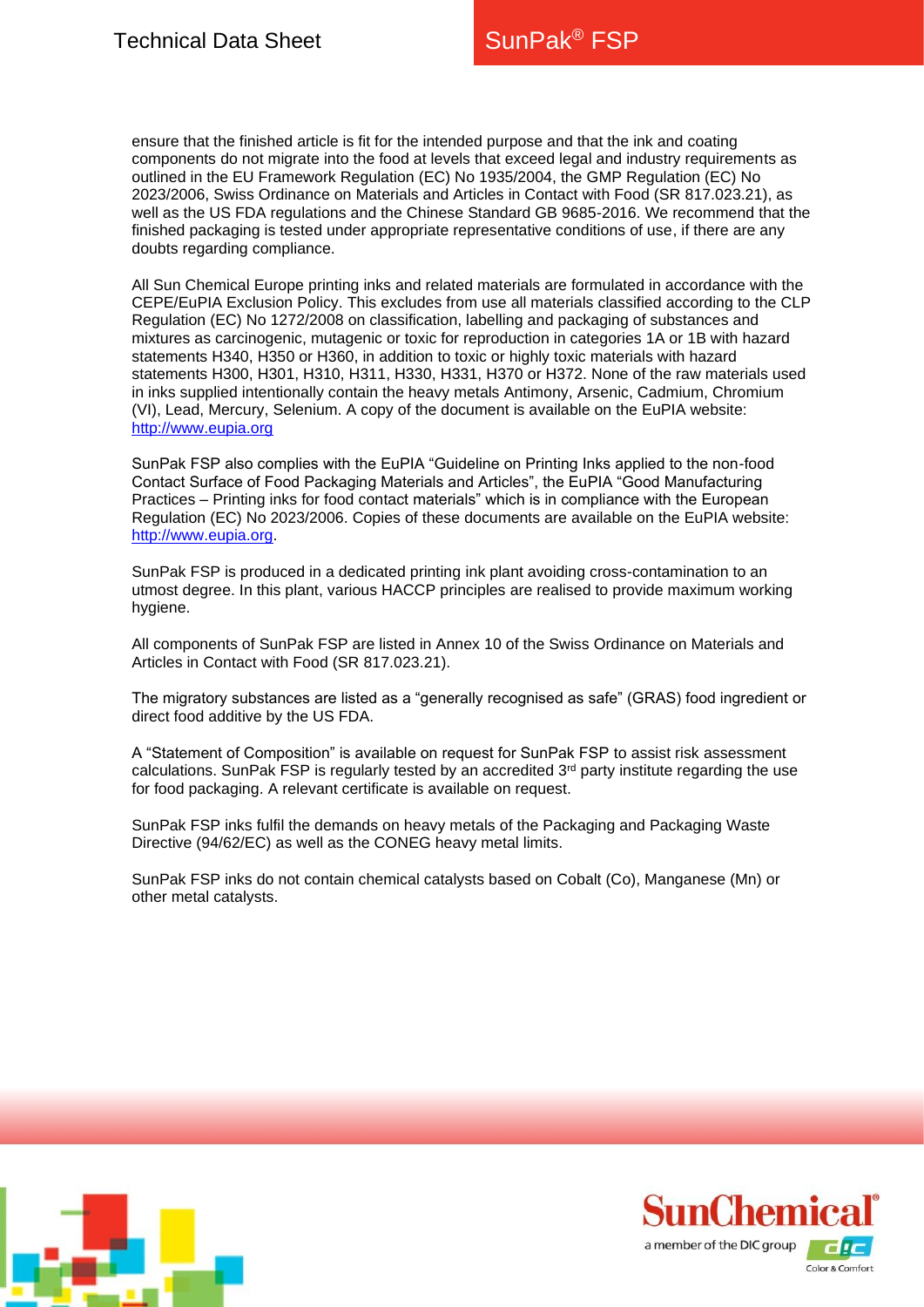ensure that the finished article is fit for the intended purpose and that the ink and coating components do not migrate into the food at levels that exceed legal and industry requirements as outlined in the EU Framework Regulation (EC) No 1935/2004, the GMP Regulation (EC) No 2023/2006, Swiss Ordinance on Materials and Articles in Contact with Food (SR 817.023.21), as well as the US FDA regulations and the Chinese Standard GB 9685-2016. We recommend that the finished packaging is tested under appropriate representative conditions of use, if there are any doubts regarding compliance.

All Sun Chemical Europe printing inks and related materials are formulated in accordance with the CEPE/EuPIA Exclusion Policy. This excludes from use all materials classified according to the CLP Regulation (EC) No 1272/2008 on classification, labelling and packaging of substances and mixtures as carcinogenic, mutagenic or toxic for reproduction in categories 1A or 1B with hazard statements H340, H350 or H360, in addition to toxic or highly toxic materials with hazard statements H300, H301, H310, H311, H330, H331, H370 or H372. None of the raw materials used in inks supplied intentionally contain the heavy metals Antimony, Arsenic, Cadmium, Chromium (VI), Lead, Mercury, Selenium. A copy of the document is available on the EuPIA website: http://www.eupia.org

SunPak FSP also complies with the EuPIA "Guideline on Printing Inks applied to the non-food Contact Surface of Food Packaging Materials and Articles", the EuPIA "Good Manufacturing Practices – Printing inks for food contact materials" which is in compliance with the European Regulation (EC) No 2023/2006. Copies of these documents are available on the EuPIA website: http://www.eupia.org.

SunPak FSP is produced in a dedicated printing ink plant avoiding cross-contamination to an utmost degree. In this plant, various HACCP principles are realised to provide maximum working hygiene.

All components of SunPak FSP are listed in Annex 10 of the Swiss Ordinance on Materials and Articles in Contact with Food (SR 817.023.21).

The migratory substances are listed as a "generally recognised as safe" (GRAS) food ingredient or direct food additive by the US FDA.

A "Statement of Composition" is available on request for SunPak FSP to assist risk assessment calculations. SunPak FSP is regularly tested by an accredited 3rd party institute regarding the use for food packaging. A relevant certificate is available on request.

SunPak FSP inks fulfil the demands on heavy metals of the Packaging and Packaging Waste Directive (94/62/EC) as well as the CONEG heavy metal limits.

SunPak FSP inks do not contain chemical catalysts based on Cobalt (Co), Manganese (Mn) or other metal catalysts.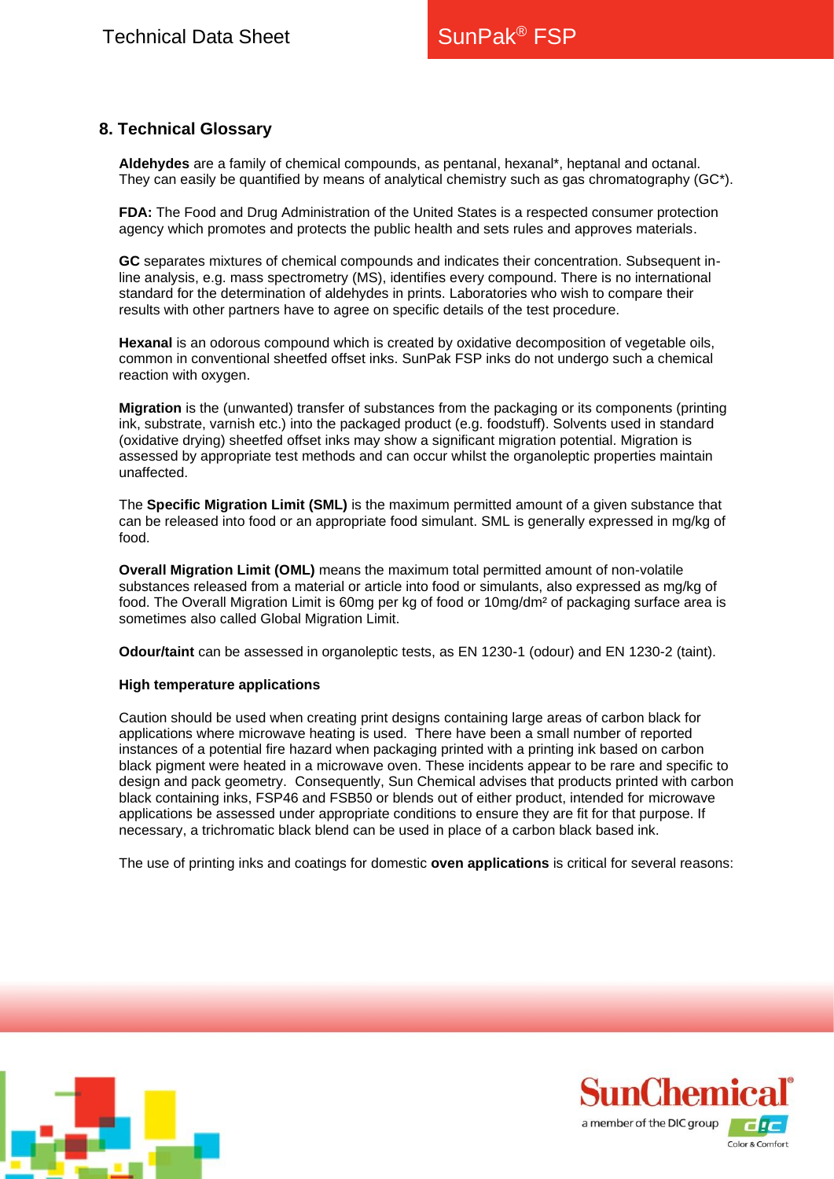## 8. Technical Glossary

**Aldehydes** are a family of chemical compounds, as pentanal, hexanal*, heptanal and octanal. They can easily be quantified by means of analytical chemistry such as gas chromatography (GC*).

**FDA:** The Food and Drug Administration of the United States is a respected consumer protection agency which promotes and protects the public health and sets rules and approves materials.

**GC** separates mixtures of chemical compounds and indicates their concentration. Subsequent in-line analysis, e.g. mass spectrometry (MS), identifies every compound. There is no international standard for the determination of aldehydes in prints. Laboratories who wish to compare their results with other partners have to agree on specific details of the test procedure.

**Hexanal** is an odorous compound which is created by oxidative decomposition of vegetable oils, common in conventional sheetfed offset inks. SunPak FSP inks do not undergo such a chemical reaction with oxygen.

**Migration** is the (unwanted) transfer of substances from the packaging or its components (printing ink, substrate, varnish etc.) into the packaged product (e.g. foodstuff). Solvents used in standard (oxidative drying) sheetfed offset inks may show a significant migration potential. Migration is assessed by appropriate test methods and can occur whilst the organoleptic properties maintain unaffected.

The **Specific Migration Limit (SML)** is the maximum permitted amount of a given substance that can be released into food or an appropriate food simulant. SML is generally expressed in mg/kg of food.

**Overall Migration Limit (OML)** means the maximum total permitted amount of non-volatile substances released from a material or article into food or simulants, also expressed as mg/kg of food. The Overall Migration Limit is 60mg per kg of food or 10mg/dm² of packaging surface area is sometimes also called Global Migration Limit.

**Odour/taint** can be assessed in organoleptic tests, as EN 1230-1 (odour) and EN 1230-2 (taint).

**High temperature applications**

Caution should be used when creating print designs containing large areas of carbon black for applications where microwave heating is used. There have been a small number of reported instances of a potential fire hazard when packaging printed with a printing ink based on carbon black pigment were heated in a microwave oven. These incidents appear to be rare and specific to design and pack geometry. Consequently, Sun Chemical advises that products printed with carbon black containing inks, FSP46 and FSB50 or blends out of either product, intended for microwave applications be assessed under appropriate conditions to ensure they are fit for that purpose. If necessary, a trichromatic black blend can be used in place of a carbon black based ink.

The use of printing inks and coatings for domestic **oven applications** is critical for several reasons: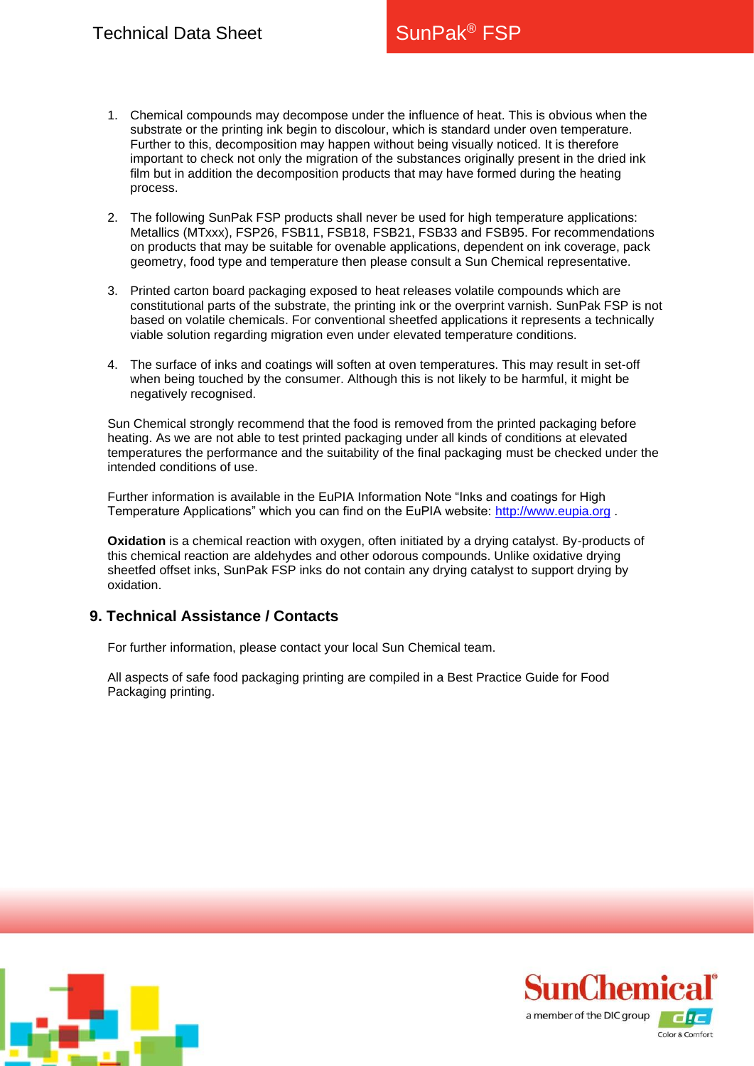1. Chemical compounds may decompose under the influence of heat. This is obvious when the substrate or the printing ink begin to discolour, which is standard under oven temperature. Further to this, decomposition may happen without being visually noticed. It is therefore important to check not only the migration of the substances originally present in the dried ink film but in addition the decomposition products that may have formed during the heating process.

2. The following SunPak FSP products shall never be used for high temperature applications: Metallics (MTxxx), FSP26, FSB11, FSB18, FSB21, FSB33 and FSB95. For recommendations on products that may be suitable for ovenable applications, dependent on ink coverage, pack geometry, food type and temperature then please consult a Sun Chemical representative.

3. Printed carton board packaging exposed to heat releases volatile compounds which are constitutional parts of the substrate, the printing ink or the overprint varnish. SunPak FSP is not based on volatile chemicals. For conventional sheetfed applications it represents a technically viable solution regarding migration even under elevated temperature conditions.

4. The surface of inks and coatings will soften at oven temperatures. This may result in set-off when being touched by the consumer. Although this is not likely to be harmful, it might be negatively recognised.

Sun Chemical strongly recommend that the food is removed from the printed packaging before heating. As we are not able to test printed packaging under all kinds of conditions at elevated temperatures the performance and the suitability of the final packaging must be checked under the intended conditions of use.

Further information is available in the EuPIA Information Note "Inks and coatings for High Temperature Applications" which you can find on the EuPIA website: http://www.eupia.org .

**Oxidation** is a chemical reaction with oxygen, often initiated by a drying catalyst. By-products of this chemical reaction are aldehydes and other odorous compounds. Unlike oxidative drying sheetfed offset inks, SunPak FSP inks do not contain any drying catalyst to support drying by oxidation.

## 9. Technical Assistance / Contacts

For further information, please contact your local Sun Chemical team.

All aspects of safe food packaging printing are compiled in a Best Practice Guide for Food Packaging printing.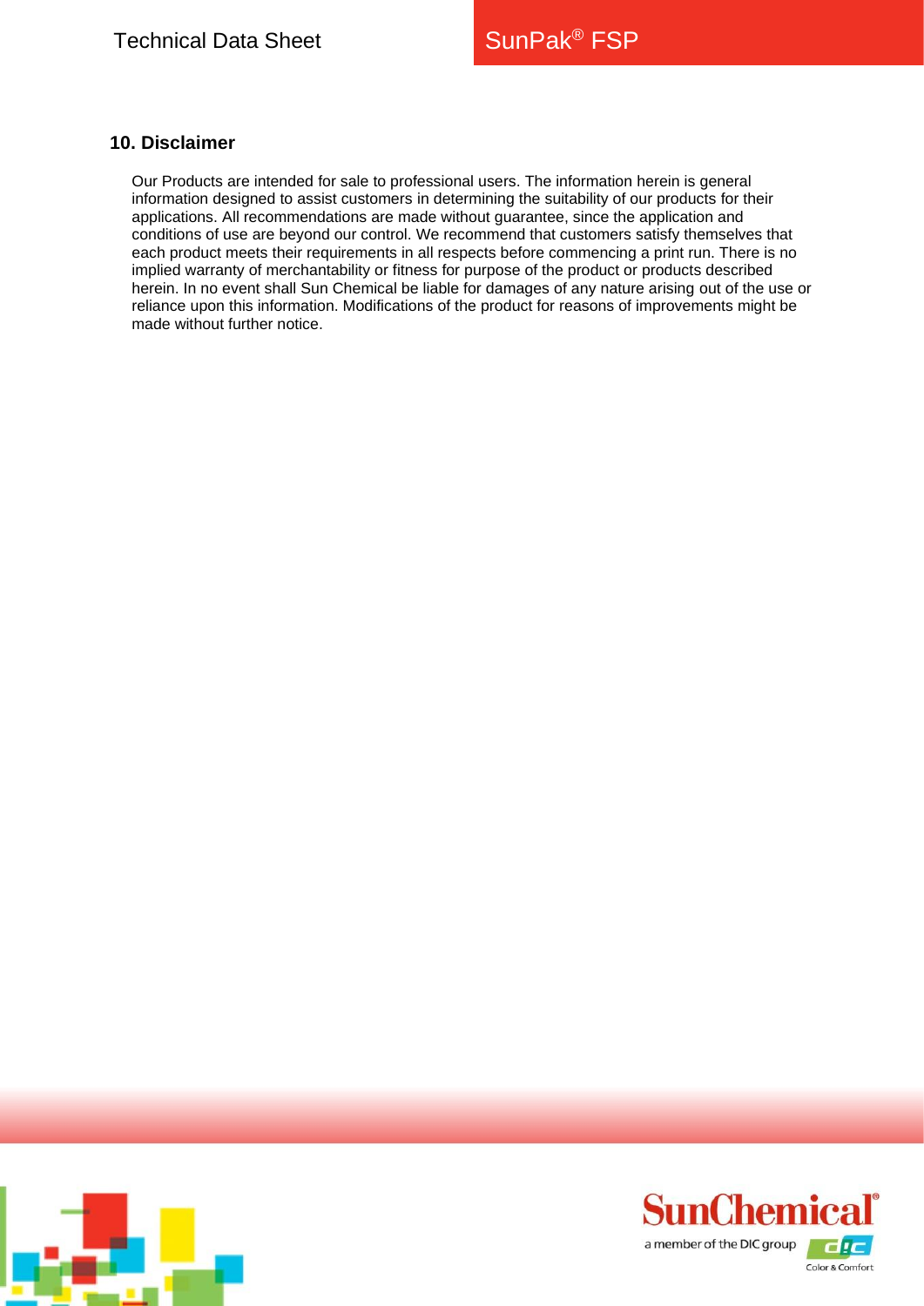## 10. Disclaimer

Our Products are intended for sale to professional users. The information herein is general information designed to assist customers in determining the suitability of our products for their applications. All recommendations are made without guarantee, since the application and conditions of use are beyond our control. We recommend that customers satisfy themselves that each product meets their requirements in all respects before commencing a print run. There is no implied warranty of merchantability or fitness for purpose of the product or products described herein. In no event shall Sun Chemical be liable for damages of any nature arising out of the use or reliance upon this information. Modifications of the product for reasons of improvements might be made without further notice.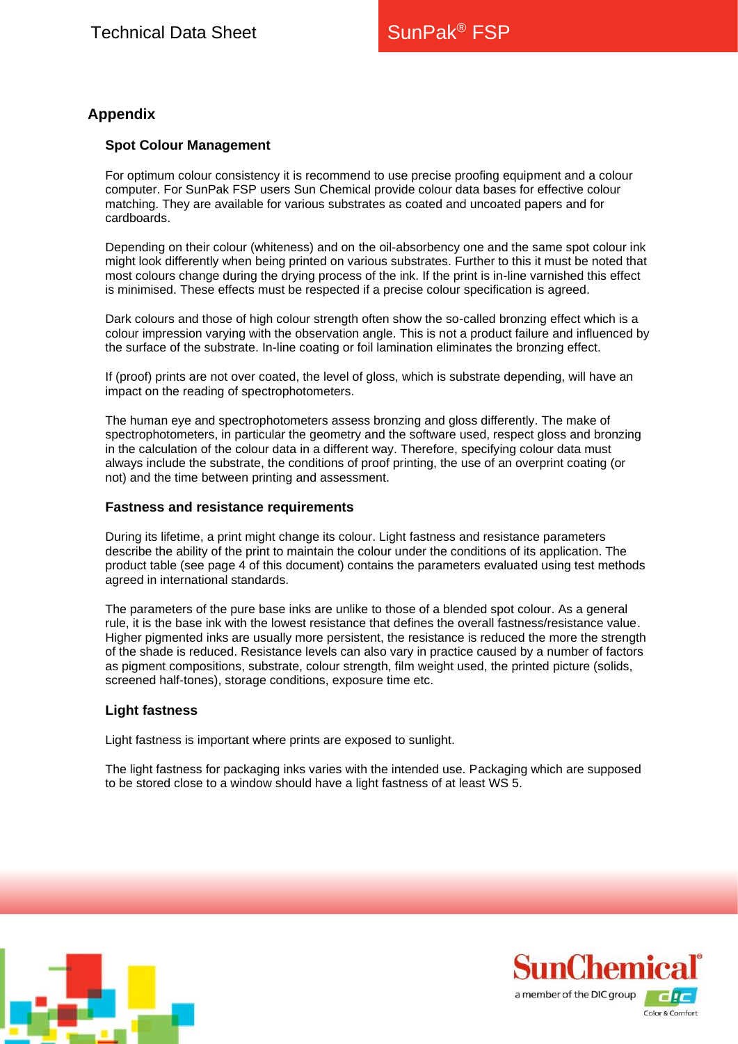## Appendix

### Spot Colour Management

For optimum colour consistency it is recommend to use precise proofing equipment and a colour computer. For SunPak FSP users Sun Chemical provide colour data bases for effective colour matching. They are available for various substrates as coated and uncoated papers and for cardboards.

Depending on their colour (whiteness) and on the oil-absorbency one and the same spot colour ink might look differently when being printed on various substrates. Further to this it must be noted that most colours change during the drying process of the ink. If the print is in-line varnished this effect is minimised. These effects must be respected if a precise colour specification is agreed.

Dark colours and those of high colour strength often show the so-called bronzing effect which is a colour impression varying with the observation angle. This is not a product failure and influenced by the surface of the substrate. In-line coating or foil lamination eliminates the bronzing effect.

If (proof) prints are not over coated, the level of gloss, which is substrate depending, will have an impact on the reading of spectrophotometers.

The human eye and spectrophotometers assess bronzing and gloss differently. The make of spectrophotometers, in particular the geometry and the software used, respect gloss and bronzing in the calculation of the colour data in a different way. Therefore, specifying colour data must always include the substrate, the conditions of proof printing, the use of an overprint coating (or not) and the time between printing and assessment.

### Fastness and resistance requirements

During its lifetime, a print might change its colour. Light fastness and resistance parameters describe the ability of the print to maintain the colour under the conditions of its application. The product table (see page 4 of this document) contains the parameters evaluated using test methods agreed in international standards.

The parameters of the pure base inks are unlike to those of a blended spot colour. As a general rule, it is the base ink with the lowest resistance that defines the overall fastness/resistance value. Higher pigmented inks are usually more persistent, the resistance is reduced the more the strength of the shade is reduced. Resistance levels can also vary in practice caused by a number of factors as pigment compositions, substrate, colour strength, film weight used, the printed picture (solids, screened half-tones), storage conditions, exposure time etc.

### Light fastness

Light fastness is important where prints are exposed to sunlight.

The light fastness for packaging inks varies with the intended use. Packaging which are supposed to be stored close to a window should have a light fastness of at least WS 5.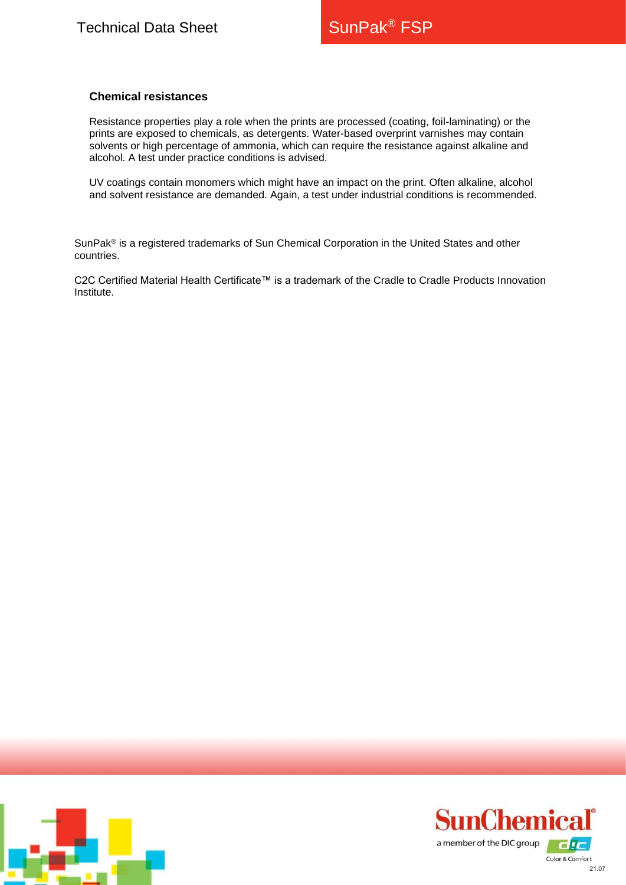### Chemical resistances

Resistance properties play a role when the prints are processed (coating, foil-laminating) or the prints are exposed to chemicals, as detergents. Water-based overprint varnishes may contain solvents or high percentage of ammonia, which can require the resistance against alkaline and alcohol. A test under practice conditions is advised.

UV coatings contain monomers which might have an impact on the print. Often alkaline, alcohol and solvent resistance are demanded. Again, a test under industrial conditions is recommended.

SunPak® is a registered trademarks of Sun Chemical Corporation in the United States and other countries.

C2C Certified Material Health Certificate™ is a trademark of the Cradle to Cradle Products Innovation Institute.